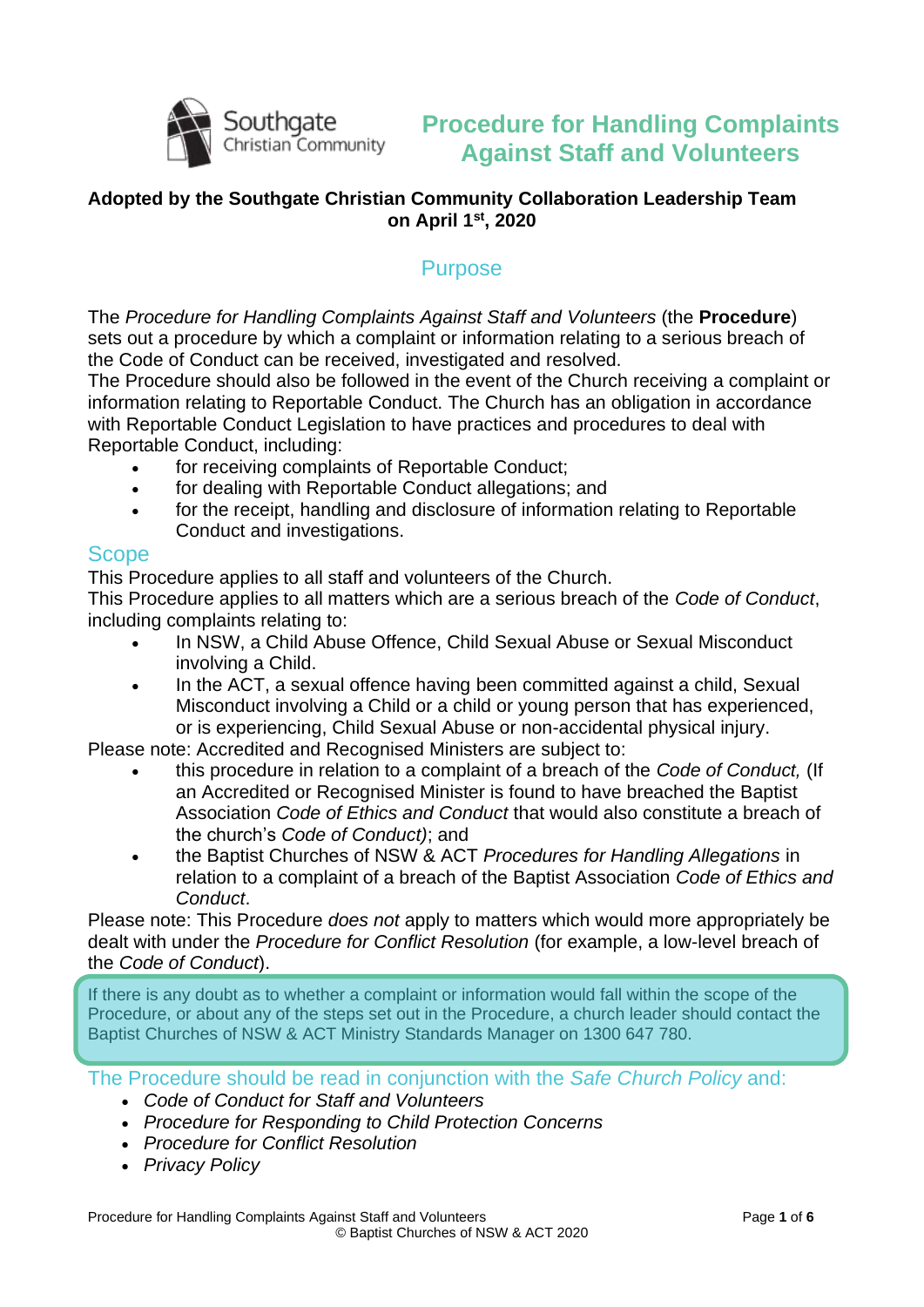Southgate Christian Community

# Procedure for Handling Complaints Against Staff and Volunteers

**Adopted by the Southgate Christian Community Collaboration Leadership Team on April 1st, 2020**

## Purpose

The *Procedure for Handling Complaints Against Staff and Volunteers* (the **Procedure**) sets out a procedure by which a complaint or information relating to a serious breach of the Code of Conduct can be received, investigated and resolved.

The Procedure should also be followed in the event of the Church receiving a complaint or information relating to Reportable Conduct. The Church has an obligation in accordance with Reportable Conduct Legislation to have practices and procedures to deal with Reportable Conduct, including:

- for receiving complaints of Reportable Conduct;
- for dealing with Reportable Conduct allegations; and
- for the receipt, handling and disclosure of information relating to Reportable Conduct and investigations.

## Scope

This Procedure applies to all staff and volunteers of the Church.

This Procedure applies to all matters which are a serious breach of the *Code of Conduct*, including complaints relating to:

- In NSW, a Child Abuse Offence, Child Sexual Abuse or Sexual Misconduct involving a Child.
- In the ACT, a sexual offence having been committed against a child, Sexual Misconduct involving a Child or a child or young person that has experienced, or is experiencing, Child Sexual Abuse or non-accidental physical injury.

Please note: Accredited and Recognised Ministers are subject to:

- this procedure in relation to a complaint of a breach of the *Code of Conduct,* (If an Accredited or Recognised Minister is found to have breached the Baptist Association *Code of Ethics and Conduct* that would also constitute a breach of the church's *Code of Conduct)*; and
- the Baptist Churches of NSW & ACT *Procedures for Handling Allegations* in relation to a complaint of a breach of the Baptist Association *Code of Ethics and Conduct*.

Please note: This Procedure *does not* apply to matters which would more appropriately be dealt with under the *Procedure for Conflict Resolution* (for example, a low-level breach of the *Code of Conduct*).

> If there is any doubt as to whether a complaint or information would fall within the scope of the Procedure, or about any of the steps set out in the Procedure, a church leader should contact the Baptist Churches of NSW & ACT Ministry Standards Manager on 1300 647 780.

### The Procedure should be read in conjunction with the *Safe Church Policy* and:

- *Code of Conduct for Staff and Volunteers*
- *Procedure for Responding to Child Protection Concerns*
- *Procedure for Conflict Resolution*
- *Privacy Policy*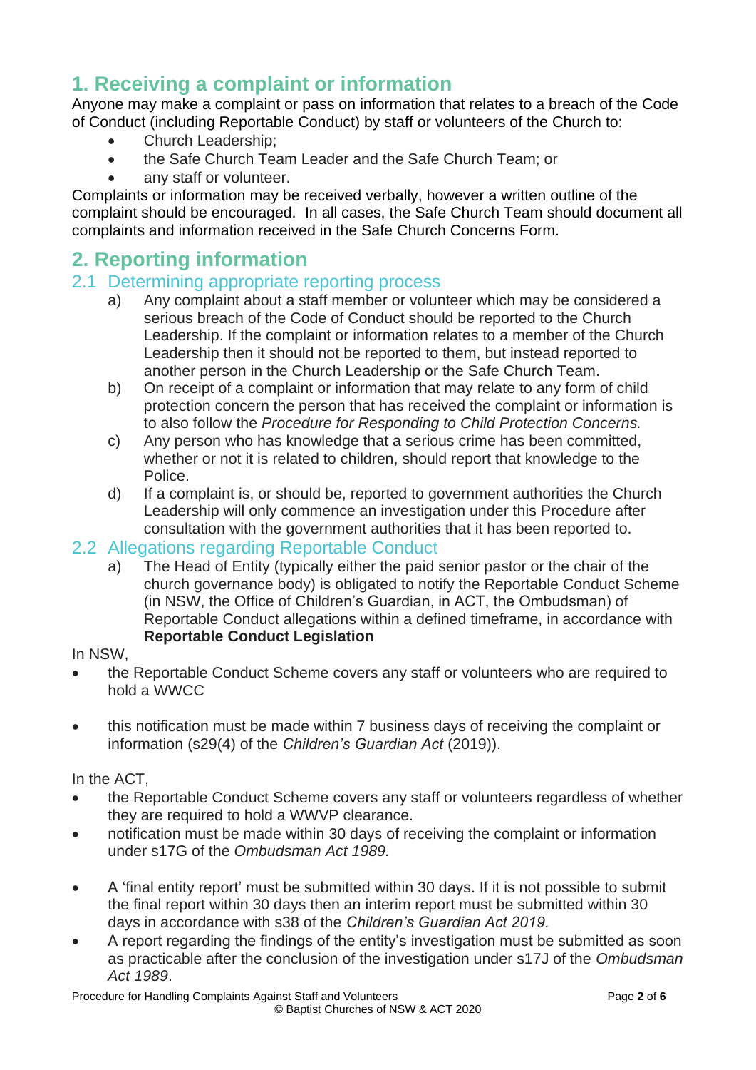# 1. Receiving a complaint or information

Anyone may make a complaint or pass on information that relates to a breach of the Code of Conduct (including Reportable Conduct) by staff or volunteers of the Church to:

- Church Leadership;
- the Safe Church Team Leader and the Safe Church Team; or
- any staff or volunteer.

Complaints or information may be received verbally, however a written outline of the complaint should be encouraged. In all cases, the Safe Church Team should document all complaints and information received in the Safe Church Concerns Form.

# 2. Reporting information

## 2.1 Determining appropriate reporting process

a) Any complaint about a staff member or volunteer which may be considered a serious breach of the Code of Conduct should be reported to the Church Leadership. If the complaint or information relates to a member of the Church Leadership then it should not be reported to them, but instead reported to another person in the Church Leadership or the Safe Church Team.

b) On receipt of a complaint or information that may relate to any form of child protection concern the person that has received the complaint or information is to also follow the *Procedure for Responding to Child Protection Concerns.*

c) Any person who has knowledge that a serious crime has been committed, whether or not it is related to children, should report that knowledge to the Police.

d) If a complaint is, or should be, reported to government authorities the Church Leadership will only commence an investigation under this Procedure after consultation with the government authorities that it has been reported to.

## 2.2 Allegations regarding Reportable Conduct

a) The Head of Entity (typically either the paid senior pastor or the chair of the church governance body) is obligated to notify the Reportable Conduct Scheme (in NSW, the Office of Children's Guardian, in ACT, the Ombudsman) of Reportable Conduct allegations within a defined timeframe, in accordance with **Reportable Conduct Legislation**

In NSW,

- the Reportable Conduct Scheme covers any staff or volunteers who are required to hold a WWCC
- this notification must be made within 7 business days of receiving the complaint or information (s29(4) of the *Children's Guardian Act* (2019)).

In the ACT,

- the Reportable Conduct Scheme covers any staff or volunteers regardless of whether they are required to hold a WWVP clearance.
- notification must be made within 30 days of receiving the complaint or information under s17G of the *Ombudsman Act 1989.*
- A 'final entity report' must be submitted within 30 days. If it is not possible to submit the final report within 30 days then an interim report must be submitted within 30 days in accordance with s38 of the *Children's Guardian Act 2019.*
- A report regarding the findings of the entity's investigation must be submitted as soon as practicable after the conclusion of the investigation under s17J of the *Ombudsman Act 1989*.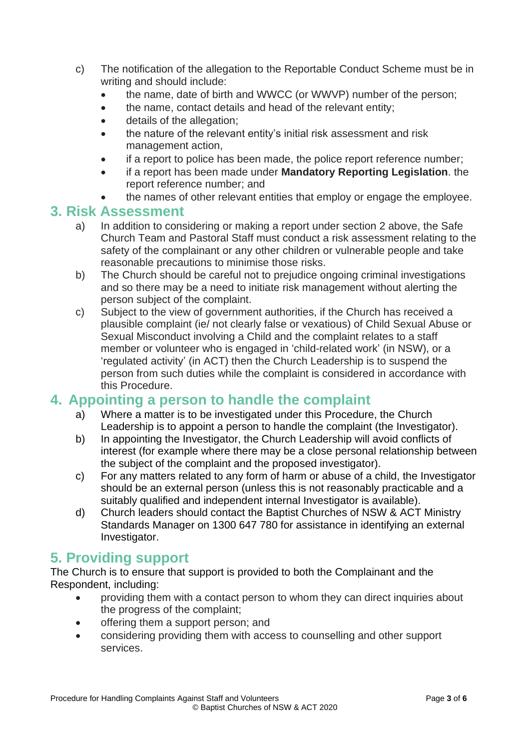c) The notification of the allegation to the Reportable Conduct Scheme must be in writing and should include:
   - the name, date of birth and WWCC (or WWVP) number of the person;
   - the name, contact details and head of the relevant entity;
   - details of the allegation;
   - the nature of the relevant entity's initial risk assessment and risk management action,
   - if a report to police has been made, the police report reference number;
   - if a report has been made under **Mandatory Reporting Legislation**. the report reference number; and
   - the names of other relevant entities that employ or engage the employee.

## 3. Risk Assessment

a) In addition to considering or making a report under section 2 above, the Safe Church Team and Pastoral Staff must conduct a risk assessment relating to the safety of the complainant or any other children or vulnerable people and take reasonable precautions to minimise those risks.

b) The Church should be careful not to prejudice ongoing criminal investigations and so there may be a need to initiate risk management without alerting the person subject of the complaint.

c) Subject to the view of government authorities, if the Church has received a plausible complaint (ie/ not clearly false or vexatious) of Child Sexual Abuse or Sexual Misconduct involving a Child and the complaint relates to a staff member or volunteer who is engaged in 'child-related work' (in NSW), or a 'regulated activity' (in ACT) then the Church Leadership is to suspend the person from such duties while the complaint is considered in accordance with this Procedure.

## 4. Appointing a person to handle the complaint

a) Where a matter is to be investigated under this Procedure, the Church Leadership is to appoint a person to handle the complaint (the Investigator).

b) In appointing the Investigator, the Church Leadership will avoid conflicts of interest (for example where there may be a close personal relationship between the subject of the complaint and the proposed investigator).

c) For any matters related to any form of harm or abuse of a child, the Investigator should be an external person (unless this is not reasonably practicable and a suitably qualified and independent internal Investigator is available).

d) Church leaders should contact the Baptist Churches of NSW & ACT Ministry Standards Manager on 1300 647 780 for assistance in identifying an external Investigator.

## 5. Providing support

The Church is to ensure that support is provided to both the Complainant and the Respondent, including:

- providing them with a contact person to whom they can direct inquiries about the progress of the complaint;
- offering them a support person; and
- considering providing them with access to counselling and other support services.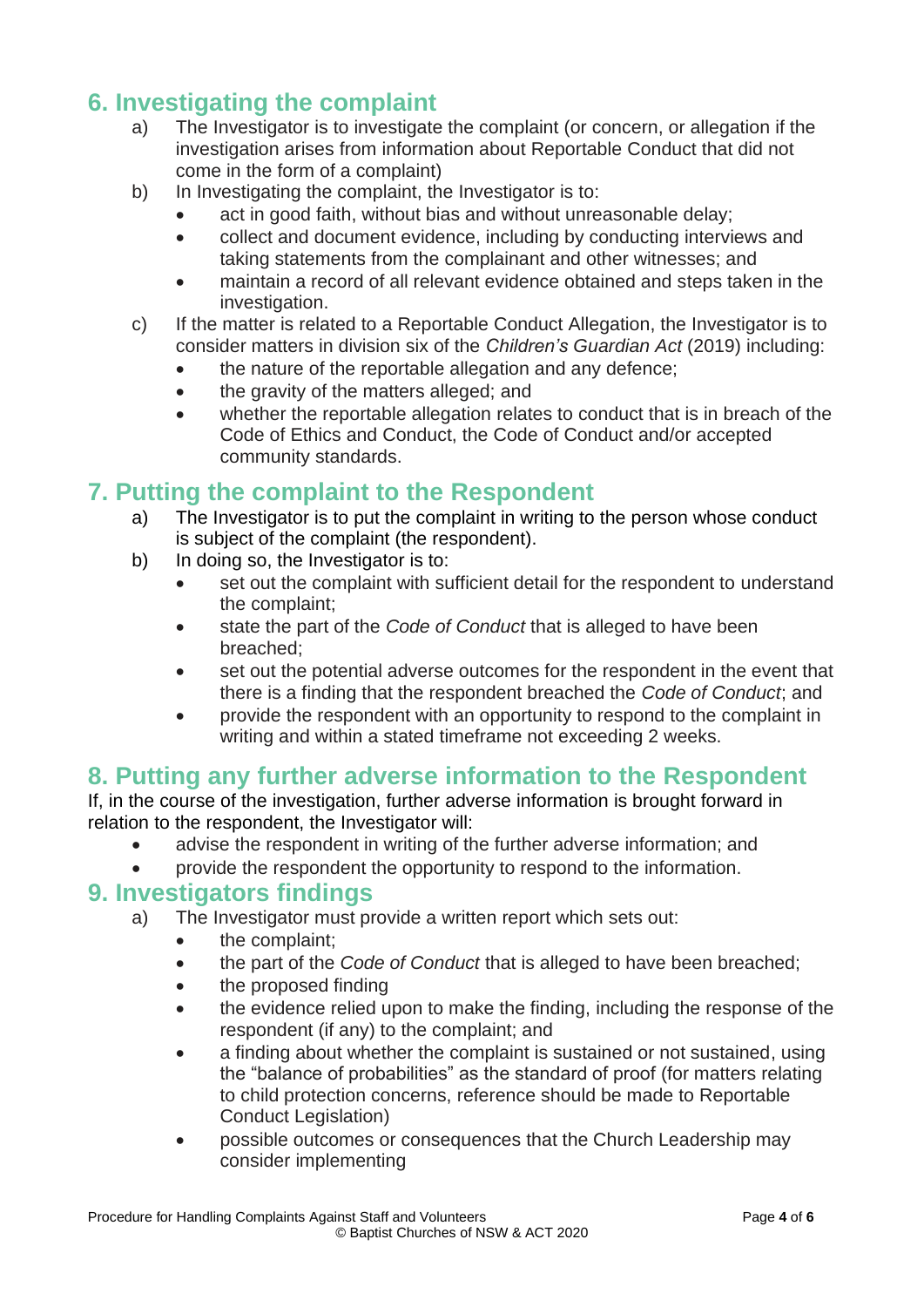## 6. Investigating the complaint

a) The Investigator is to investigate the complaint (or concern, or allegation if the investigation arises from information about Reportable Conduct that did not come in the form of a complaint)

b) In Investigating the complaint, the Investigator is to:
   - act in good faith, without bias and without unreasonable delay;
   - collect and document evidence, including by conducting interviews and taking statements from the complainant and other witnesses; and
   - maintain a record of all relevant evidence obtained and steps taken in the investigation.

c) If the matter is related to a Reportable Conduct Allegation, the Investigator is to consider matters in division six of the *Children's Guardian Act* (2019) including:
   - the nature of the reportable allegation and any defence;
   - the gravity of the matters alleged; and
   - whether the reportable allegation relates to conduct that is in breach of the Code of Ethics and Conduct, the Code of Conduct and/or accepted community standards.

## 7. Putting the complaint to the Respondent

a) The Investigator is to put the complaint in writing to the person whose conduct is subject of the complaint (the respondent).

b) In doing so, the Investigator is to:
   - set out the complaint with sufficient detail for the respondent to understand the complaint;
   - state the part of the *Code of Conduct* that is alleged to have been breached;
   - set out the potential adverse outcomes for the respondent in the event that there is a finding that the respondent breached the *Code of Conduct*; and
   - provide the respondent with an opportunity to respond to the complaint in writing and within a stated timeframe not exceeding 2 weeks.

## 8. Putting any further adverse information to the Respondent

If, in the course of the investigation, further adverse information is brought forward in relation to the respondent, the Investigator will:

- advise the respondent in writing of the further adverse information; and
- provide the respondent the opportunity to respond to the information.

## 9. Investigators findings

a) The Investigator must provide a written report which sets out:
   - the complaint;
   - the part of the *Code of Conduct* that is alleged to have been breached;
   - the proposed finding
   - the evidence relied upon to make the finding, including the response of the respondent (if any) to the complaint; and
   - a finding about whether the complaint is sustained or not sustained, using the "balance of probabilities" as the standard of proof (for matters relating to child protection concerns, reference should be made to Reportable Conduct Legislation)
   - possible outcomes or consequences that the Church Leadership may consider implementing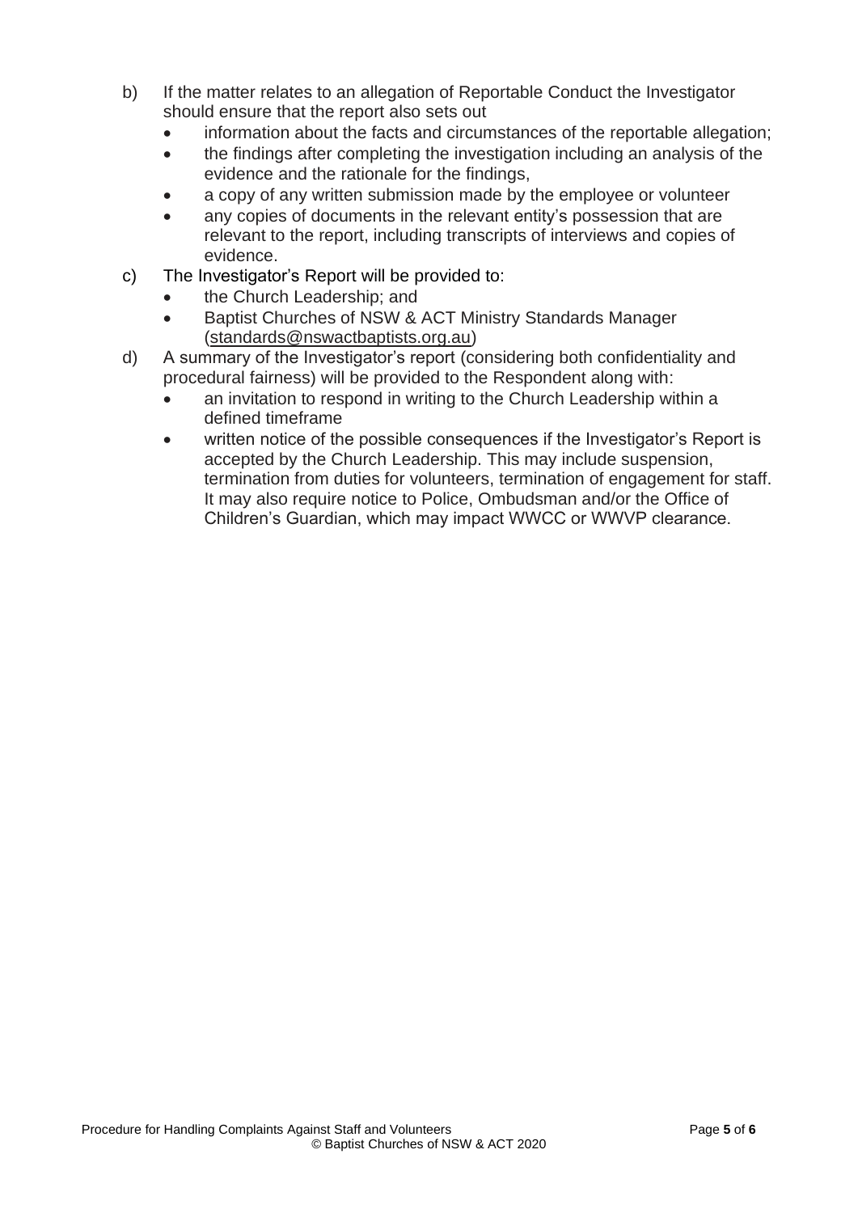b) If the matter relates to an allegation of Reportable Conduct the Investigator should ensure that the report also sets out
   - information about the facts and circumstances of the reportable allegation;
   - the findings after completing the investigation including an analysis of the evidence and the rationale for the findings,
   - a copy of any written submission made by the employee or volunteer
   - any copies of documents in the relevant entity's possession that are relevant to the report, including transcripts of interviews and copies of evidence.

c) The Investigator's Report will be provided to:
   - the Church Leadership; and
   - Baptist Churches of NSW & ACT Ministry Standards Manager (standards@nswactbaptists.org.au)

d) A summary of the Investigator's report (considering both confidentiality and procedural fairness) will be provided to the Respondent along with:
   - an invitation to respond in writing to the Church Leadership within a defined timeframe
   - written notice of the possible consequences if the Investigator's Report is accepted by the Church Leadership. This may include suspension, termination from duties for volunteers, termination of engagement for staff. It may also require notice to Police, Ombudsman and/or the Office of Children's Guardian, which may impact WWCC or WWVP clearance.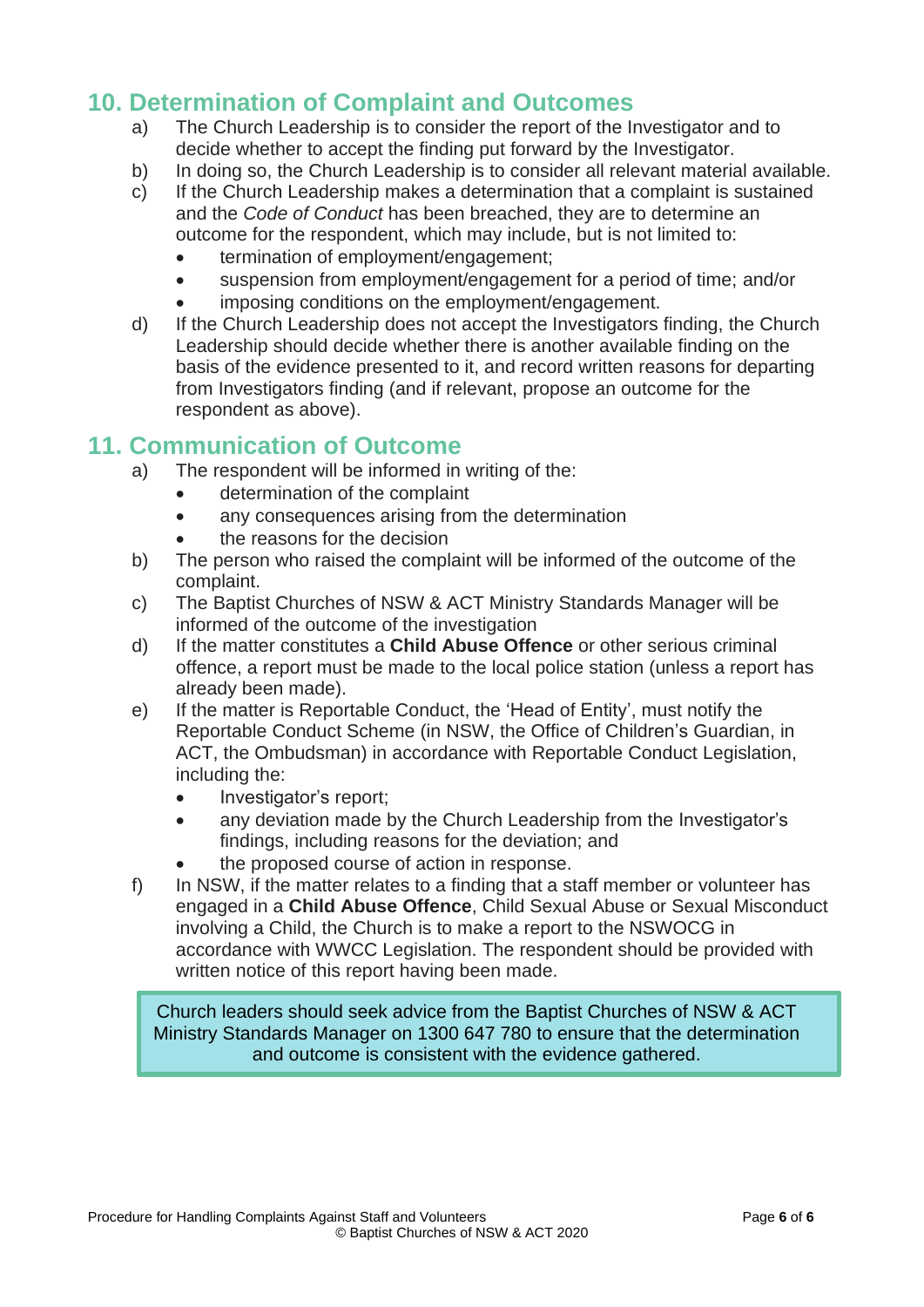## 10. Determination of Complaint and Outcomes

a) The Church Leadership is to consider the report of the Investigator and to decide whether to accept the finding put forward by the Investigator.

b) In doing so, the Church Leadership is to consider all relevant material available.

c) If the Church Leadership makes a determination that a complaint is sustained and the *Code of Conduct* has been breached, they are to determine an outcome for the respondent, which may include, but is not limited to:
   - termination of employment/engagement;
   - suspension from employment/engagement for a period of time; and/or
   - imposing conditions on the employment/engagement.

d) If the Church Leadership does not accept the Investigators finding, the Church Leadership should decide whether there is another available finding on the basis of the evidence presented to it, and record written reasons for departing from Investigators finding (and if relevant, propose an outcome for the respondent as above).

## 11. Communication of Outcome

a) The respondent will be informed in writing of the:
   - determination of the complaint
   - any consequences arising from the determination
   - the reasons for the decision

b) The person who raised the complaint will be informed of the outcome of the complaint.

c) The Baptist Churches of NSW & ACT Ministry Standards Manager will be informed of the outcome of the investigation

d) If the matter constitutes a **Child Abuse Offence** or other serious criminal offence, a report must be made to the local police station (unless a report has already been made).

e) If the matter is Reportable Conduct, the 'Head of Entity', must notify the Reportable Conduct Scheme (in NSW, the Office of Children's Guardian, in ACT, the Ombudsman) in accordance with Reportable Conduct Legislation, including the:
   - Investigator's report;
   - any deviation made by the Church Leadership from the Investigator's findings, including reasons for the deviation; and
   - the proposed course of action in response.

f) In NSW, if the matter relates to a finding that a staff member or volunteer has engaged in a **Child Abuse Offence**, Child Sexual Abuse or Sexual Misconduct involving a Child, the Church is to make a report to the NSWOCG in accordance with WWCC Legislation. The respondent should be provided with written notice of this report having been made.

> Church leaders should seek advice from the Baptist Churches of NSW & ACT Ministry Standards Manager on 1300 647 780 to ensure that the determination and outcome is consistent with the evidence gathered.